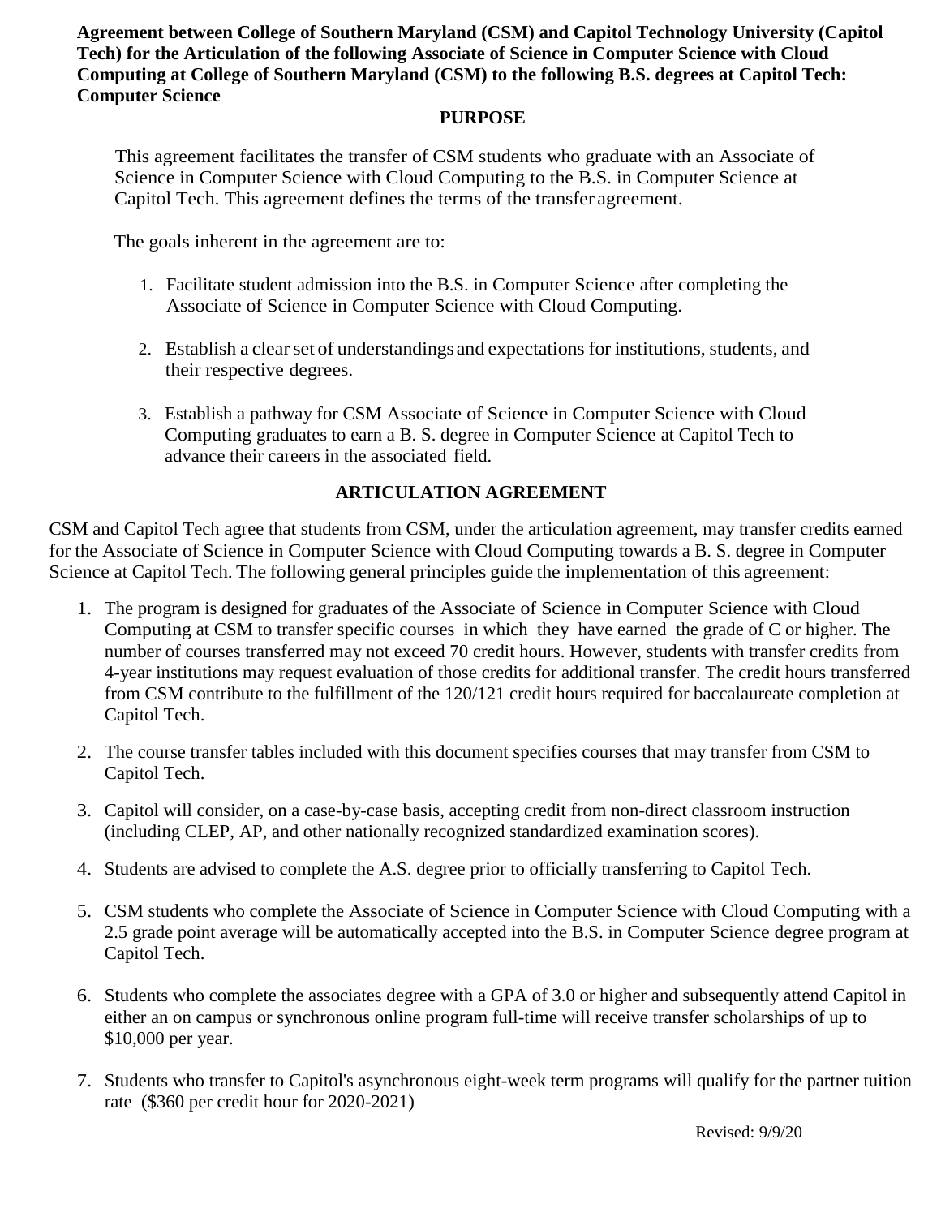**Agreement between College of Southern Maryland (CSM) and Capitol Technology University (Capitol Tech) for the Articulation of the following Associate of Science in Computer Science with Cloud Computing at College of Southern Maryland (CSM) to the following B.S. degrees at Capitol Tech: Computer Science**

## PURPOSE

This agreement facilitates the transfer of CSM students who graduate with an Associate of Science in Computer Science with Cloud Computing to the B.S. in Computer Science at Capitol Tech. This agreement defines the terms of the transfer agreement.

The goals inherent in the agreement are to:

1. Facilitate student admission into the B.S. in Computer Science after completing the Associate of Science in Computer Science with Cloud Computing.

2. Establish a clear set of understandings and expectations for institutions, students, and their respective degrees.

3. Establish a pathway for CSM Associate of Science in Computer Science with Cloud Computing graduates to earn a B. S. degree in Computer Science at Capitol Tech to advance their careers in the associated field.

## ARTICULATION AGREEMENT

CSM and Capitol Tech agree that students from CSM, under the articulation agreement, may transfer credits earned for the Associate of Science in Computer Science with Cloud Computing towards a B. S. degree in Computer Science at Capitol Tech. The following general principles guide the implementation of this agreement:

1. The program is designed for graduates of the Associate of Science in Computer Science with Cloud Computing at CSM to transfer specific courses in which they have earned the grade of C or higher. The number of courses transferred may not exceed 70 credit hours. However, students with transfer credits from 4-year institutions may request evaluation of those credits for additional transfer. The credit hours transferred from CSM contribute to the fulfillment of the 120/121 credit hours required for baccalaureate completion at Capitol Tech.

2. The course transfer tables included with this document specifies courses that may transfer from CSM to Capitol Tech.

3. Capitol will consider, on a case-by-case basis, accepting credit from non-direct classroom instruction (including CLEP, AP, and other nationally recognized standardized examination scores).

4. Students are advised to complete the A.S. degree prior to officially transferring to Capitol Tech.

5. CSM students who complete the Associate of Science in Computer Science with Cloud Computing with a 2.5 grade point average will be automatically accepted into the B.S. in Computer Science degree program at Capitol Tech.

6. Students who complete the associates degree with a GPA of 3.0 or higher and subsequently attend Capitol in either an on campus or synchronous online program full-time will receive transfer scholarships of up to $10,000 per year.

7. Students who transfer to Capitol's asynchronous eight-week term programs will qualify for the partner tuition rate ($360 per credit hour for 2020-2021)

Revised: 9/9/20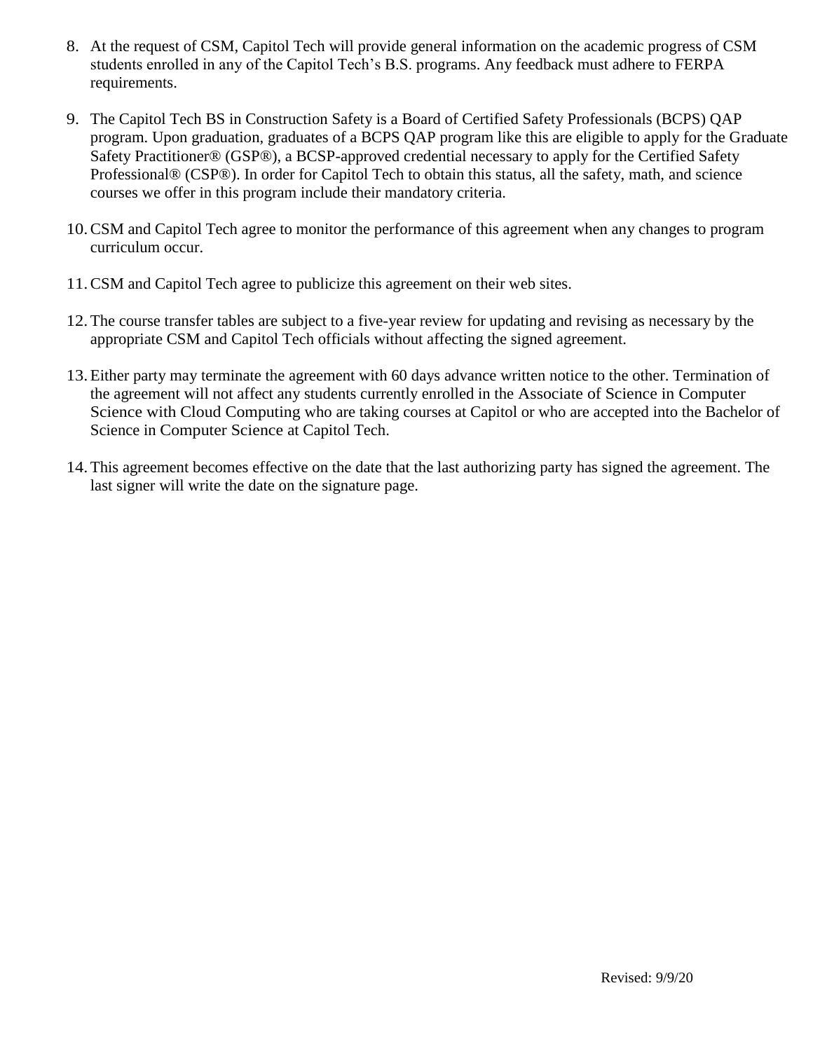8. At the request of CSM, Capitol Tech will provide general information on the academic progress of CSM students enrolled in any of the Capitol Tech's B.S. programs. Any feedback must adhere to FERPA requirements.

9. The Capitol Tech BS in Construction Safety is a Board of Certified Safety Professionals (BCPS) QAP program. Upon graduation, graduates of a BCPS QAP program like this are eligible to apply for the Graduate Safety Practitioner® (GSP®), a BCSP-approved credential necessary to apply for the Certified Safety Professional® (CSP®). In order for Capitol Tech to obtain this status, all the safety, math, and science courses we offer in this program include their mandatory criteria.

10. CSM and Capitol Tech agree to monitor the performance of this agreement when any changes to program curriculum occur.

11. CSM and Capitol Tech agree to publicize this agreement on their web sites.

12. The course transfer tables are subject to a five-year review for updating and revising as necessary by the appropriate CSM and Capitol Tech officials without affecting the signed agreement.

13. Either party may terminate the agreement with 60 days advance written notice to the other. Termination of the agreement will not affect any students currently enrolled in the Associate of Science in Computer Science with Cloud Computing who are taking courses at Capitol or who are accepted into the Bachelor of Science in Computer Science at Capitol Tech.

14. This agreement becomes effective on the date that the last authorizing party has signed the agreement. The last signer will write the date on the signature page.

Revised: 9/9/20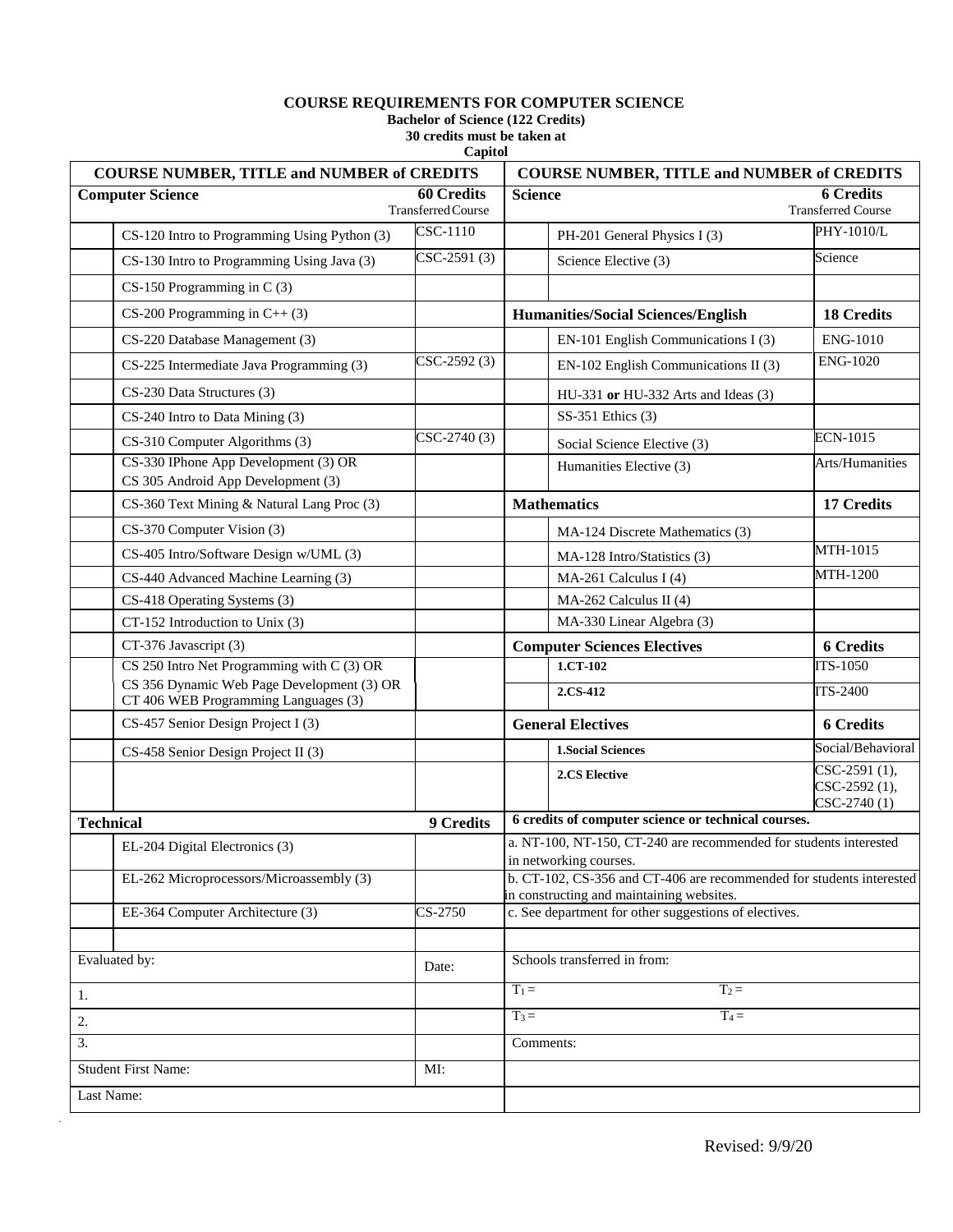# COURSE REQUIREMENTS FOR COMPUTER SCIENCE

**Bachelor of Science (122 Credits)**
**30 credits must be taken at Capitol**

| | COURSE NUMBER, TITLE and NUMBER of CREDITS | | | COURSE NUMBER, TITLE and NUMBER of CREDITS | |
|---|---|---|---|---|---|
| **Computer Science** | | **60 Credits** Transferred Course | **Science** | | **6 Credits** Transferred Course |
| | CS-120 Intro to Programming Using Python (3) | CSC-1110 | | PH-201 General Physics I (3) | PHY-1010/L |
| | CS-130 Intro to Programming Using Java (3) | CSC-2591 (3) | | Science Elective (3) | Science |
| | CS-150 Programming in C (3) | | | | |
| | CS-200 Programming in C++ (3) | | **Humanities/Social Sciences/English** | | **18 Credits** |
| | CS-220 Database Management (3) | | | EN-101 English Communications I (3) | ENG-1010 |
| | CS-225 Intermediate Java Programming (3) | CSC-2592 (3) | | EN-102 English Communications II (3) | ENG-1020 |
| | CS-230 Data Structures (3) | | | HU-331 **or** HU-332 Arts and Ideas (3) | |
| | CS-240 Intro to Data Mining (3) | | | SS-351 Ethics (3) | |
| | CS-310 Computer Algorithms (3) | CSC-2740 (3) | | Social Science Elective (3) | ECN-1015 |
| | CS-330 IPhone App Development (3) OR CS 305 Android App Development (3) | | | Humanities Elective (3) | Arts/Humanities |
| | CS-360 Text Mining & Natural Lang Proc (3) | | **Mathematics** | | **17 Credits** |
| | CS-370 Computer Vision (3) | | | MA-124 Discrete Mathematics (3) | |
| | CS-405 Intro/Software Design w/UML (3) | | | MA-128 Intro/Statistics (3) | MTH-1015 |
| | CS-440 Advanced Machine Learning (3) | | | MA-261 Calculus I (4) | MTH-1200 |
| | CS-418 Operating Systems (3) | | | MA-262 Calculus II (4) | |
| | CT-152 Introduction to Unix (3) | | | MA-330 Linear Algebra (3) | |
| | CT-376 Javascript (3) | | **Computer Sciences Electives** | | **6 Credits** |
| | CS 250 Intro Net Programming with C (3) OR CS 356 Dynamic Web Page Development (3) OR CT 406 WEB Programming Languages (3) | | | **1.CT-102** | ITS-1050 |
| | | | | **2.CS-412** | ITS-2400 |
| | CS-457 Senior Design Project I (3) | | **General Electives** | | **6 Credits** |
| | CS-458 Senior Design Project II (3) | | | **1.Social Sciences** | Social/Behavioral |
| | | | | **2.CS Elective** | CSC-2591 (1), CSC-2592 (1), CSC-2740 (1) |
| **Technical** | | **9 Credits** | **6 credits of computer science or technical courses.** | | |
| | EL-204 Digital Electronics (3) | | a. NT-100, NT-150, CT-240 are recommended for students interested in networking courses. | | |
| | EL-262 Microprocessors/Microassembly (3) | | b. CT-102, CS-356 and CT-406 are recommended for students interested in constructing and maintaining websites. | | |
| | EE-364 Computer Architecture (3) | CS-2750 | c. See department for other suggestions of electives. | | |
| | | | | | |
| Evaluated by: | | Date: | Schools transferred in from: | | |
| 1. | | | $T_1$ = | $T_2$ = | |
| 2. | | | $T_3$ = | $T_4$ = | |
| 3. | | | Comments: | | |
| Student First Name: | | MI: | | | |
| Last Name: | | | | | |

Revised: 9/9/20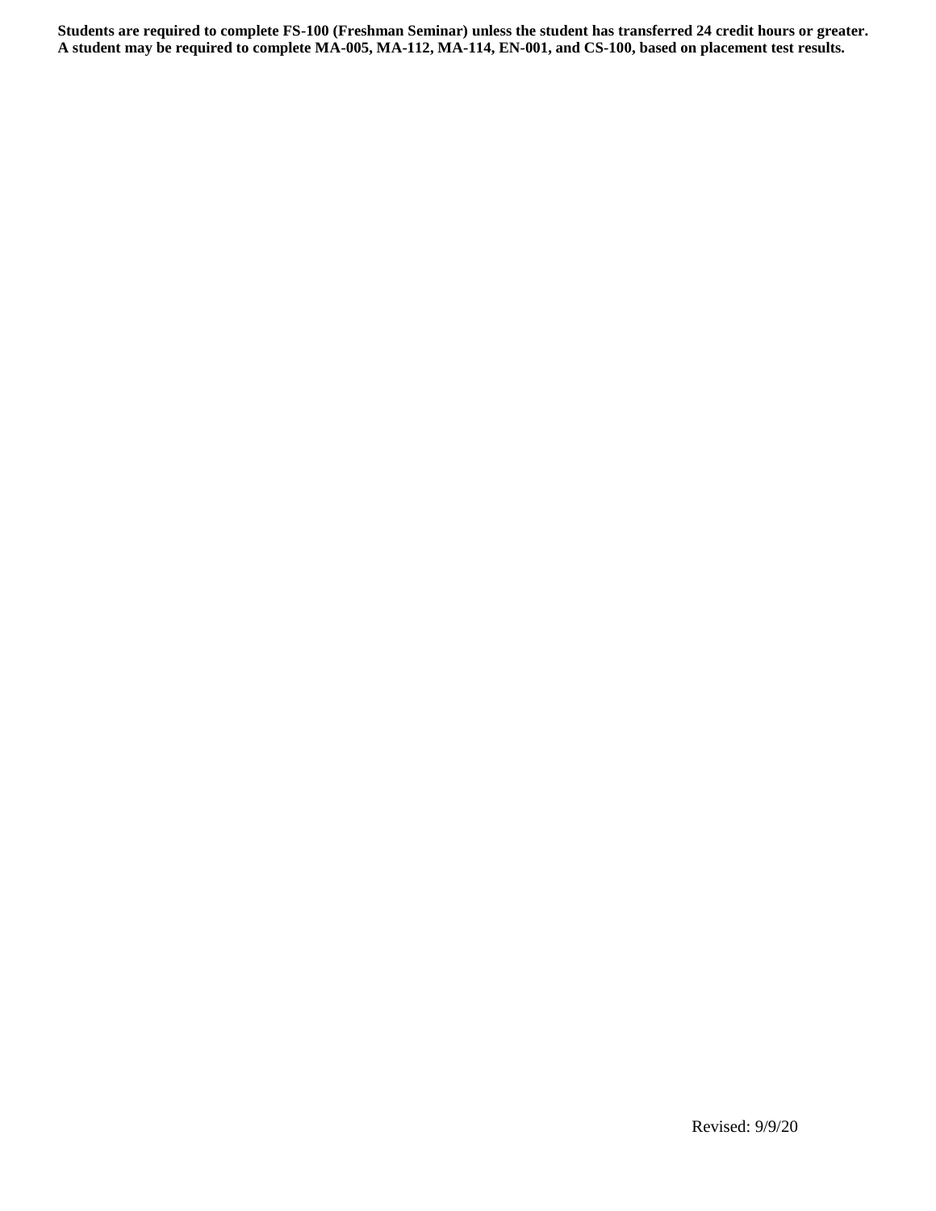**Students are required to complete FS-100 (Freshman Seminar) unless the student has transferred 24 credit hours or greater. A student may be required to complete MA-005, MA-112, MA-114, EN-001, and CS-100, based on placement test results.**

Revised: 9/9/20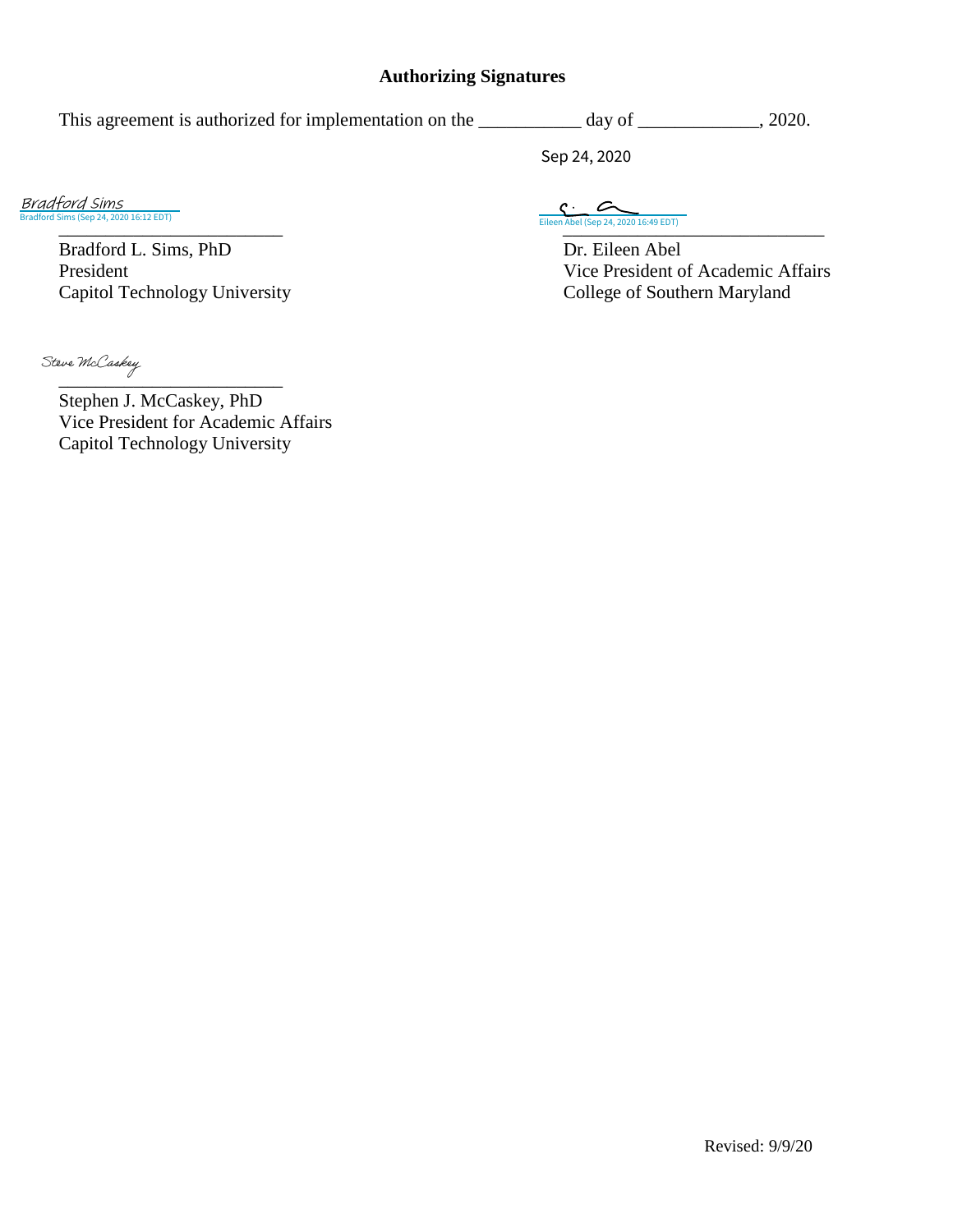**Authorizing Signatures**

This agreement is authorized for implementation on the ___________ day of _____________, 2020.

Sep 24, 2020

Bradford Sims
Bradford Sims (Sep 24, 2020 16:12 EDT)

___________________________

Bradford L. Sims, PhD
President
Capitol Technology University

Eileen Abel (Sep 24, 2020 16:49 EDT)

___________________________

Dr. Eileen Abel
Vice President of Academic Affairs
College of Southern Maryland

Steve McCaskey

___________________________

Stephen J. McCaskey, PhD
Vice President for Academic Affairs
Capitol Technology University

Revised: 9/9/20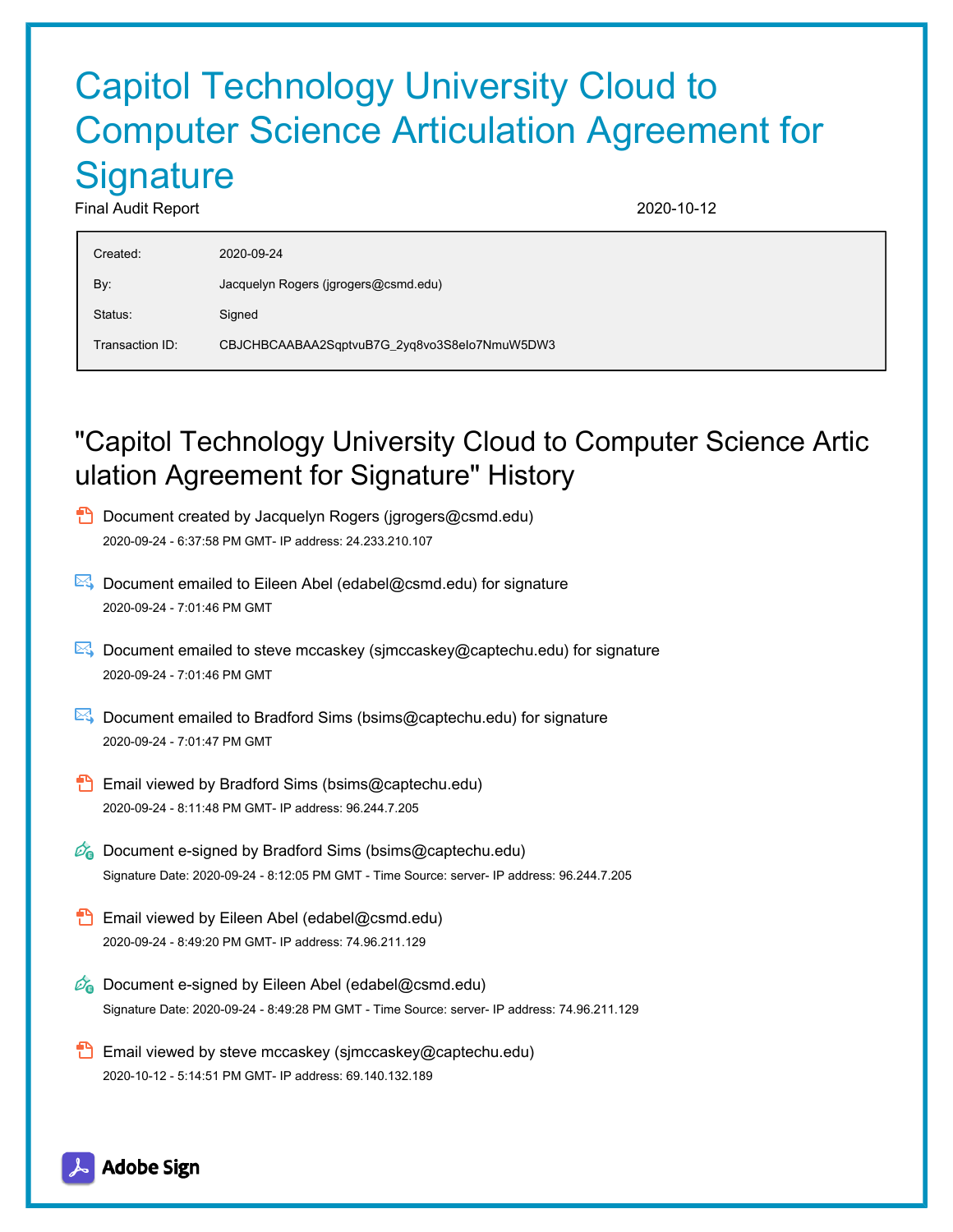# Capitol Technology University Cloud to Computer Science Articulation Agreement for Signature

Final Audit Report 2020-10-12

| | |
|---|---|
| Created: | 2020-09-24 |
| By: | Jacquelyn Rogers (jgrogers@csmd.edu) |
| Status: | Signed |
| Transaction ID: | CBJCHBCAABAA2SqptvuB7G_2yq8vo3S8elo7NmuW5DW3 |

## "Capitol Technology University Cloud to Computer Science Articulation Agreement for Signature" History

- Document created by Jacquelyn Rogers (jgrogers@csmd.edu)
  2020-09-24 - 6:37:58 PM GMT- IP address: 24.233.210.107

- Document emailed to Eileen Abel (edabel@csmd.edu) for signature
  2020-09-24 - 7:01:46 PM GMT

- Document emailed to steve mccaskey (sjmccaskey@captechu.edu) for signature
  2020-09-24 - 7:01:46 PM GMT

- Document emailed to Bradford Sims (bsims@captechu.edu) for signature
  2020-09-24 - 7:01:47 PM GMT

- Email viewed by Bradford Sims (bsims@captechu.edu)
  2020-09-24 - 8:11:48 PM GMT- IP address: 96.244.7.205

- Document e-signed by Bradford Sims (bsims@captechu.edu)
  Signature Date: 2020-09-24 - 8:12:05 PM GMT - Time Source: server- IP address: 96.244.7.205

- Email viewed by Eileen Abel (edabel@csmd.edu)
  2020-09-24 - 8:49:20 PM GMT- IP address: 74.96.211.129

- Document e-signed by Eileen Abel (edabel@csmd.edu)
  Signature Date: 2020-09-24 - 8:49:28 PM GMT - Time Source: server- IP address: 74.96.211.129

- Email viewed by steve mccaskey (sjmccaskey@captechu.edu)
  2020-10-12 - 5:14:51 PM GMT- IP address: 69.140.132.189

Adobe Sign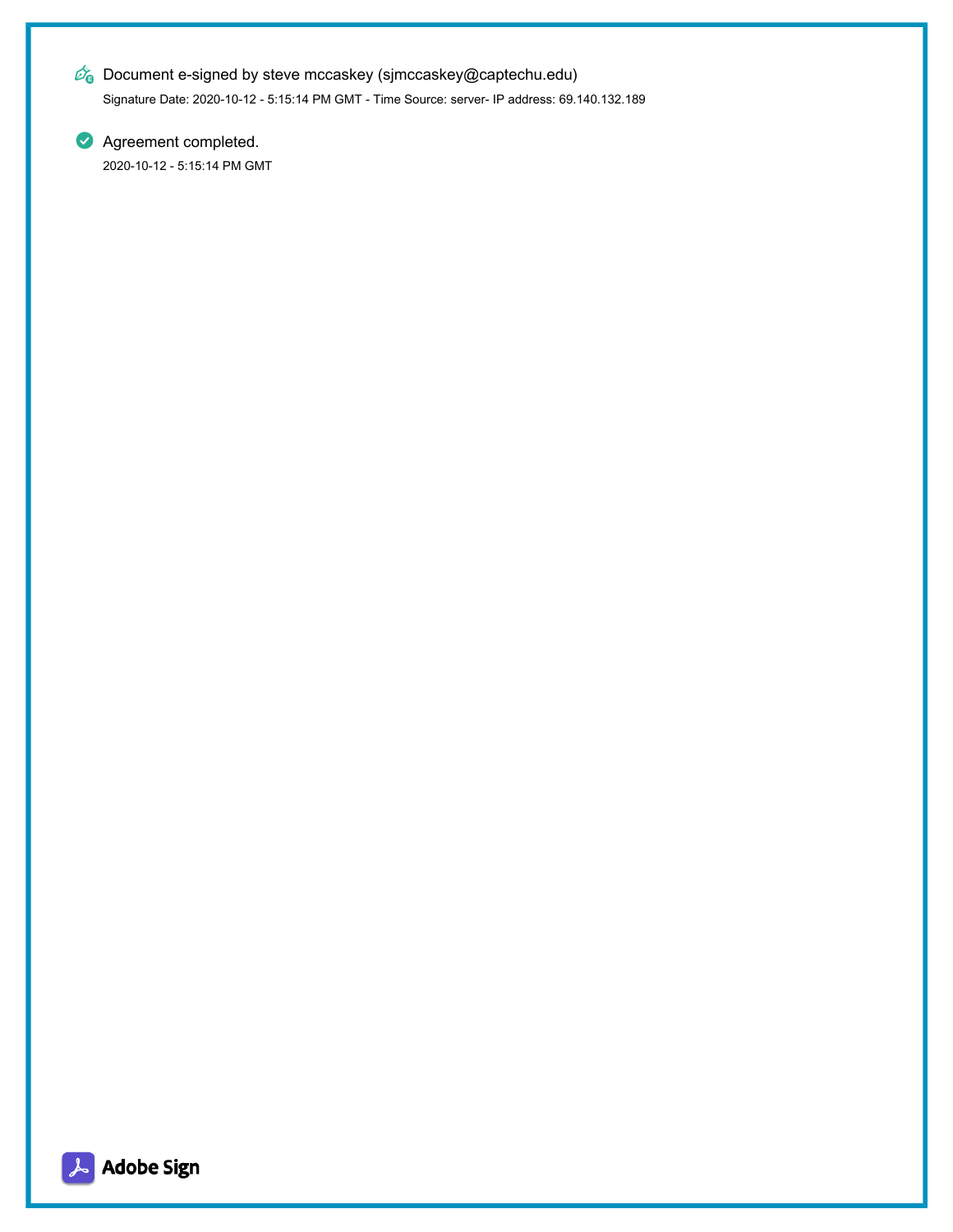Document e-signed by steve mccaskey (sjmccaskey@captechu.edu)

Signature Date: 2020-10-12 - 5:15:14 PM GMT - Time Source: server- IP address: 69.140.132.189

Agreement completed.

2020-10-12 - 5:15:14 PM GMT

Adobe Sign